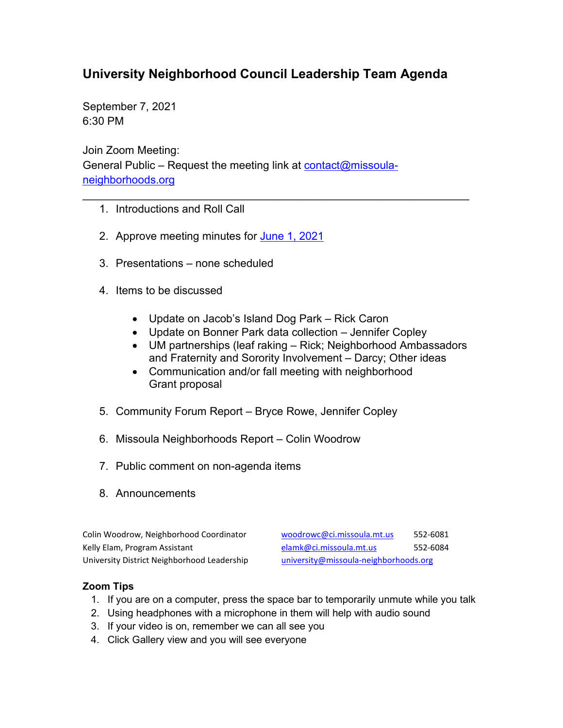# University Neighborhood Council Leadership Team Agenda

September 7, 2021
6:30 PM

Join Zoom Meeting:
General Public – Request the meeting link at contact@missoula-neighborhoods.org

---

1. Introductions and Roll Call

2. Approve meeting minutes for June 1, 2021

3. Presentations – none scheduled

4. Items to be discussed

   - Update on Jacob's Island Dog Park – Rick Caron
   - Update on Bonner Park data collection – Jennifer Copley
   - UM partnerships (leaf raking – Rick; Neighborhood Ambassadors and Fraternity and Sorority Involvement – Darcy; Other ideas
   - Communication and/or fall meeting with neighborhood Grant proposal

5. Community Forum Report – Bryce Rowe, Jennifer Copley

6. Missoula Neighborhoods Report – Colin Woodrow

7. Public comment on non-agenda items

8. Announcements

| | | |
|---|---|---|
| Colin Woodrow, Neighborhood Coordinator | woodrowc@ci.missoula.mt.us | 552-6081 |
| Kelly Elam, Program Assistant | elamk@ci.missoula.mt.us | 552-6084 |
| University District Neighborhood Leadership | university@missoula-neighborhoods.org | |

**Zoom Tips**

1. If you are on a computer, press the space bar to temporarily unmute while you talk
2. Using headphones with a microphone in them will help with audio sound
3. If your video is on, remember we can all see you
4. Click Gallery view and you will see everyone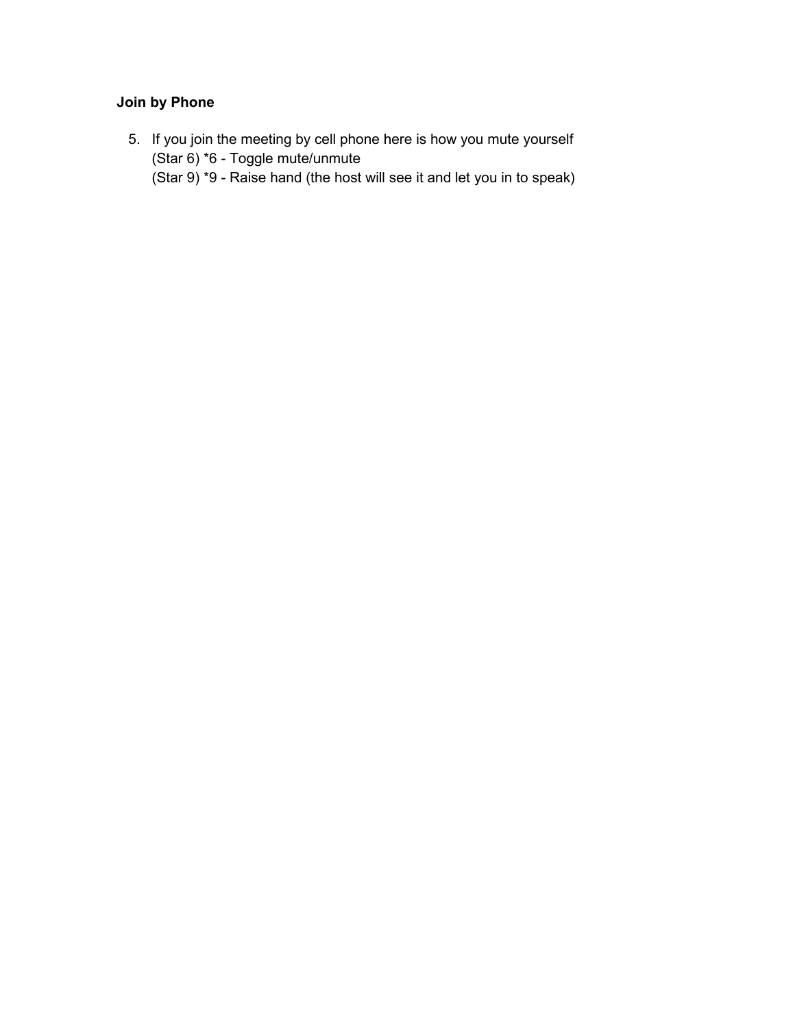**Join by Phone**

5. If you join the meeting by cell phone here is how you mute yourself
   (Star 6) *6 - Toggle mute/unmute
   (Star 9) *9 - Raise hand (the host will see it and let you in to speak)